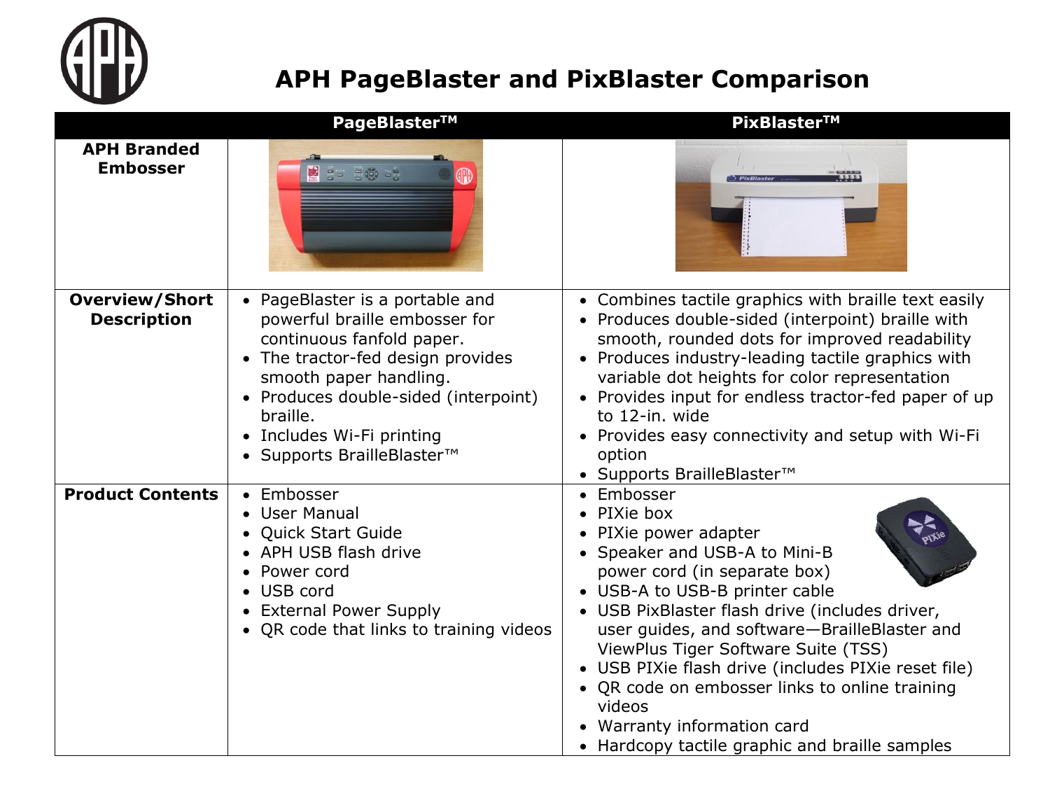# APH PageBlaster and PixBlaster Comparison

| | PageBlaster™ | PixBlaster™ |
|---|---|---|
| **APH Branded Embosser** | | |
| **Overview/Short Description** | • PageBlaster is a portable and powerful braille embosser for continuous fanfold paper.<br>• The tractor-fed design provides smooth paper handling.<br>• Produces double-sided (interpoint) braille.<br>• Includes Wi-Fi printing<br>• Supports BrailleBlaster™ | • Combines tactile graphics with braille text easily<br>• Produces double-sided (interpoint) braille with smooth, rounded dots for improved readability<br>• Produces industry-leading tactile graphics with variable dot heights for color representation<br>• Provides input for endless tractor-fed paper of up to 12-in. wide<br>• Provides easy connectivity and setup with Wi-Fi option<br>• Supports BrailleBlaster™ |
| **Product Contents** | • Embosser<br>• User Manual<br>• Quick Start Guide<br>• APH USB flash drive<br>• Power cord<br>• USB cord<br>• External Power Supply<br>• QR code that links to training videos | • Embosser<br>• PIXie box<br>• PIXie power adapter<br>• Speaker and USB-A to Mini-B power cord (in separate box)<br>• USB-A to USB-B printer cable<br>• USB PixBlaster flash drive (includes driver, user guides, and software—BrailleBlaster and ViewPlus Tiger Software Suite (TSS)<br>• USB PIXie flash drive (includes PIXie reset file)<br>• QR code on embosser links to online training videos<br>• Warranty information card<br>• Hardcopy tactile graphic and braille samples |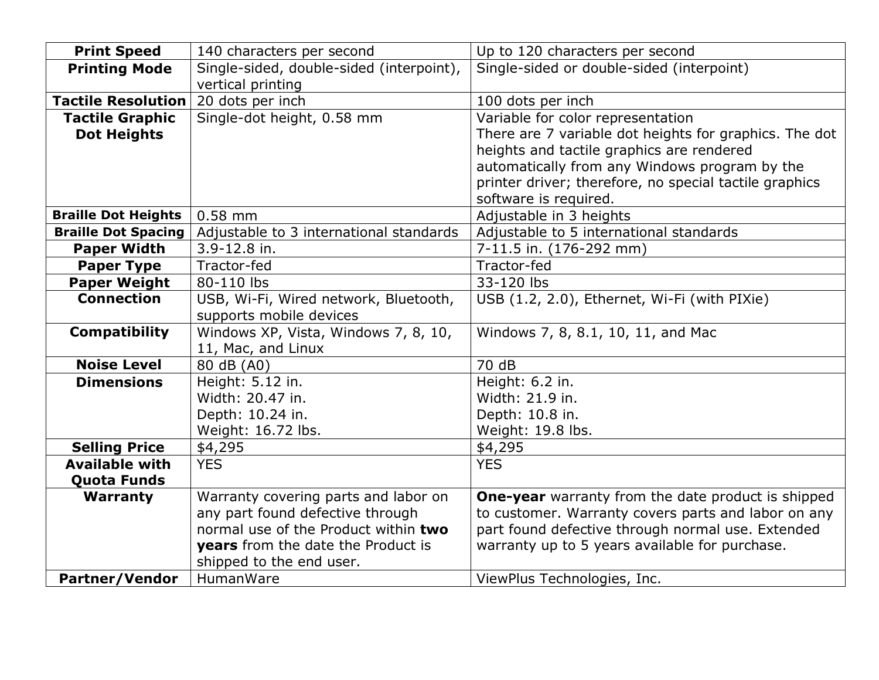| | | |
|---|---|---|
| **Print Speed** | 140 characters per second | Up to 120 characters per second |
| **Printing Mode** | Single-sided, double-sided (interpoint), vertical printing | Single-sided or double-sided (interpoint) |
| **Tactile Resolution** | 20 dots per inch | 100 dots per inch |
| **Tactile Graphic Dot Heights** | Single-dot height, 0.58 mm | Variable for color representation<br>There are 7 variable dot heights for graphics. The dot heights and tactile graphics are rendered automatically from any Windows program by the printer driver; therefore, no special tactile graphics software is required. |
| **Braille Dot Heights** | 0.58 mm | Adjustable in 3 heights |
| **Braille Dot Spacing** | Adjustable to 3 international standards | Adjustable to 5 international standards |
| **Paper Width** | 3.9-12.8 in. | 7-11.5 in. (176-292 mm) |
| **Paper Type** | Tractor-fed | Tractor-fed |
| **Paper Weight** | 80-110 lbs | 33-120 lbs |
| **Connection** | USB, Wi-Fi, Wired network, Bluetooth, supports mobile devices | USB (1.2, 2.0), Ethernet, Wi-Fi (with PIXie) |
| **Compatibility** | Windows XP, Vista, Windows 7, 8, 10, 11, Mac, and Linux | Windows 7, 8, 8.1, 10, 11, and Mac |
| **Noise Level** | 80 dB (A0) | 70 dB |
| **Dimensions** | Height: 5.12 in.<br>Width: 20.47 in.<br>Depth: 10.24 in.<br>Weight: 16.72 lbs. | Height: 6.2 in.<br>Width: 21.9 in.<br>Depth: 10.8 in.<br>Weight: 19.8 lbs. |
| **Selling Price** | $4,295 | $4,295 |
| **Available with Quota Funds** | YES | YES |
| **Warranty** | Warranty covering parts and labor on any part found defective through normal use of the Product within **two years** from the date the Product is shipped to the end user. | **One-year** warranty from the date product is shipped to customer. Warranty covers parts and labor on any part found defective through normal use. Extended warranty up to 5 years available for purchase. |
| **Partner/Vendor** | HumanWare | ViewPlus Technologies, Inc. |